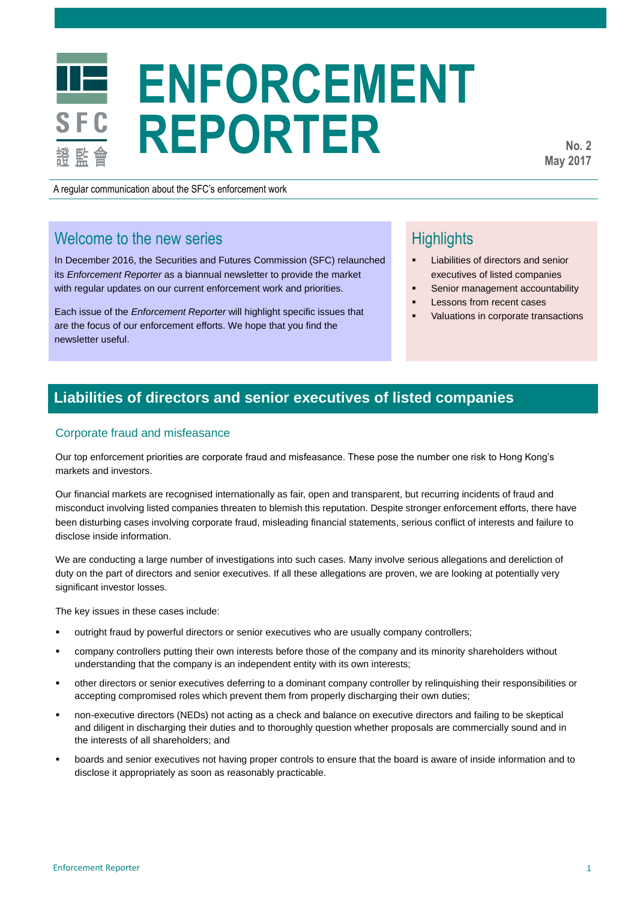# ENFORCEMENT REPORTER

**No. 2**
**May 2017**

A regular communication about the SFC's enforcement work

## Welcome to the new series

In December 2016, the Securities and Futures Commission (SFC) relaunched its *Enforcement Reporter* as a biannual newsletter to provide the market with regular updates on our current enforcement work and priorities.

Each issue of the *Enforcement Reporter* will highlight specific issues that are the focus of our enforcement efforts. We hope that you find the newsletter useful.

## Highlights

- Liabilities of directors and senior executives of listed companies
- Senior management accountability
- Lessons from recent cases
- Valuations in corporate transactions

## Liabilities of directors and senior executives of listed companies

### Corporate fraud and misfeasance

Our top enforcement priorities are corporate fraud and misfeasance. These pose the number one risk to Hong Kong's markets and investors.

Our financial markets are recognised internationally as fair, open and transparent, but recurring incidents of fraud and misconduct involving listed companies threaten to blemish this reputation. Despite stronger enforcement efforts, there have been disturbing cases involving corporate fraud, misleading financial statements, serious conflict of interests and failure to disclose inside information.

We are conducting a large number of investigations into such cases. Many involve serious allegations and dereliction of duty on the part of directors and senior executives. If all these allegations are proven, we are looking at potentially very significant investor losses.

The key issues in these cases include:

- outright fraud by powerful directors or senior executives who are usually company controllers;
- company controllers putting their own interests before those of the company and its minority shareholders without understanding that the company is an independent entity with its own interests;
- other directors or senior executives deferring to a dominant company controller by relinquishing their responsibilities or accepting compromised roles which prevent them from properly discharging their own duties;
- non-executive directors (NEDs) not acting as a check and balance on executive directors and failing to be skeptical and diligent in discharging their duties and to thoroughly question whether proposals are commercially sound and in the interests of all shareholders; and
- boards and senior executives not having proper controls to ensure that the board is aware of inside information and to disclose it appropriately as soon as reasonably practicable.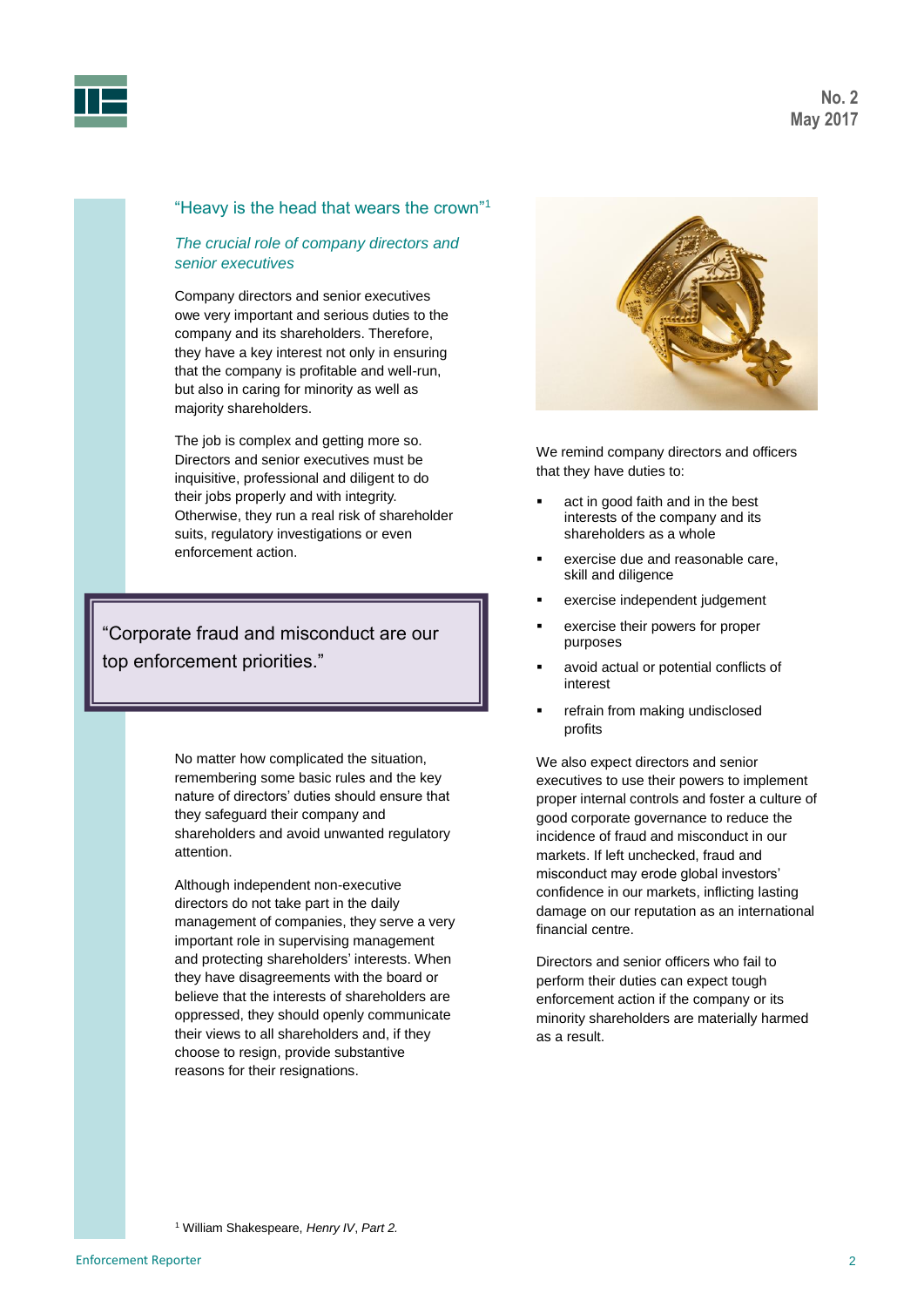## "Heavy is the head that wears the crown"[1]

### *The crucial role of company directors and senior executives*

Company directors and senior executives owe very important and serious duties to the company and its shareholders. Therefore, they have a key interest not only in ensuring that the company is profitable and well-run, but also in caring for minority as well as majority shareholders.

The job is complex and getting more so. Directors and senior executives must be inquisitive, professional and diligent to do their jobs properly and with integrity. Otherwise, they run a real risk of shareholder suits, regulatory investigations or even enforcement action.

> "Corporate fraud and misconduct are our top enforcement priorities."

No matter how complicated the situation, remembering some basic rules and the key nature of directors' duties should ensure that they safeguard their company and shareholders and avoid unwanted regulatory attention.

Although independent non-executive directors do not take part in the daily management of companies, they serve a very important role in supervising management and protecting shareholders' interests. When they have disagreements with the board or believe that the interests of shareholders are oppressed, they should openly communicate their views to all shareholders and, if they choose to resign, provide substantive reasons for their resignations.

We remind company directors and officers that they have duties to:

- act in good faith and in the best interests of the company and its shareholders as a whole
- exercise due and reasonable care, skill and diligence
- exercise independent judgement
- exercise their powers for proper purposes
- avoid actual or potential conflicts of interest
- refrain from making undisclosed profits

We also expect directors and senior executives to use their powers to implement proper internal controls and foster a culture of good corporate governance to reduce the incidence of fraud and misconduct in our markets. If left unchecked, fraud and misconduct may erode global investors' confidence in our markets, inflicting lasting damage on our reputation as an international financial centre.

Directors and senior officers who fail to perform their duties can expect tough enforcement action if the company or its minority shareholders are materially harmed as a result.

[1] William Shakespeare, *Henry IV*, *Part 2.*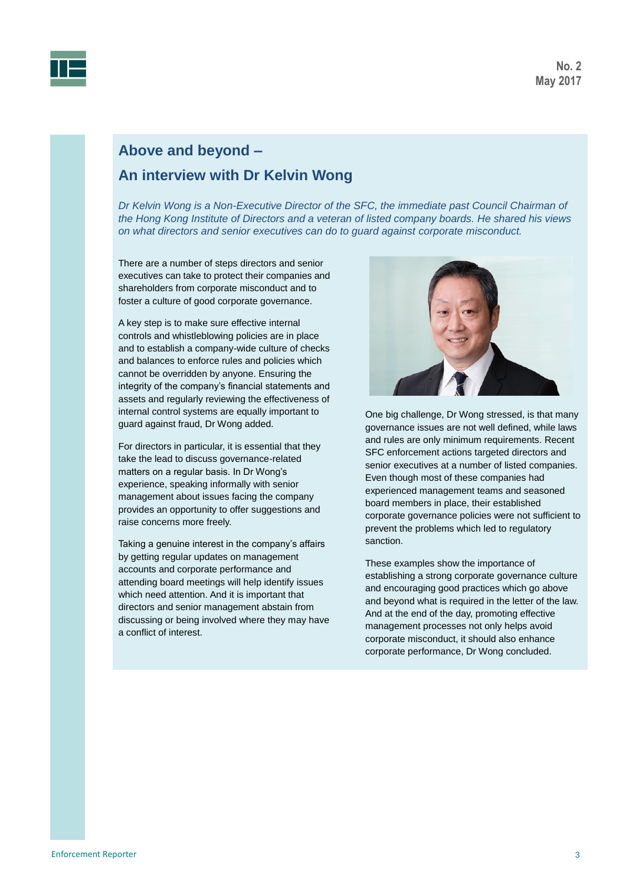## Above and beyond –

## An interview with Dr Kelvin Wong

*Dr Kelvin Wong is a Non-Executive Director of the SFC, the immediate past Council Chairman of the Hong Kong Institute of Directors and a veteran of listed company boards. He shared his views on what directors and senior executives can do to guard against corporate misconduct.*

There are a number of steps directors and senior executives can take to protect their companies and shareholders from corporate misconduct and to foster a culture of good corporate governance.

A key step is to make sure effective internal controls and whistleblowing policies are in place and to establish a company-wide culture of checks and balances to enforce rules and policies which cannot be overridden by anyone. Ensuring the integrity of the company's financial statements and assets and regularly reviewing the effectiveness of internal control systems are equally important to guard against fraud, Dr Wong added.

For directors in particular, it is essential that they take the lead to discuss governance-related matters on a regular basis. In Dr Wong's experience, speaking informally with senior management about issues facing the company provides an opportunity to offer suggestions and raise concerns more freely.

Taking a genuine interest in the company's affairs by getting regular updates on management accounts and corporate performance and attending board meetings will help identify issues which need attention. And it is important that directors and senior management abstain from discussing or being involved where they may have a conflict of interest.

One big challenge, Dr Wong stressed, is that many governance issues are not well defined, while laws and rules are only minimum requirements. Recent SFC enforcement actions targeted directors and senior executives at a number of listed companies. Even though most of these companies had experienced management teams and seasoned board members in place, their established corporate governance policies were not sufficient to prevent the problems which led to regulatory sanction.

These examples show the importance of establishing a strong corporate governance culture and encouraging good practices which go above and beyond what is required in the letter of the law. And at the end of the day, promoting effective management processes not only helps avoid corporate misconduct, it should also enhance corporate performance, Dr Wong concluded.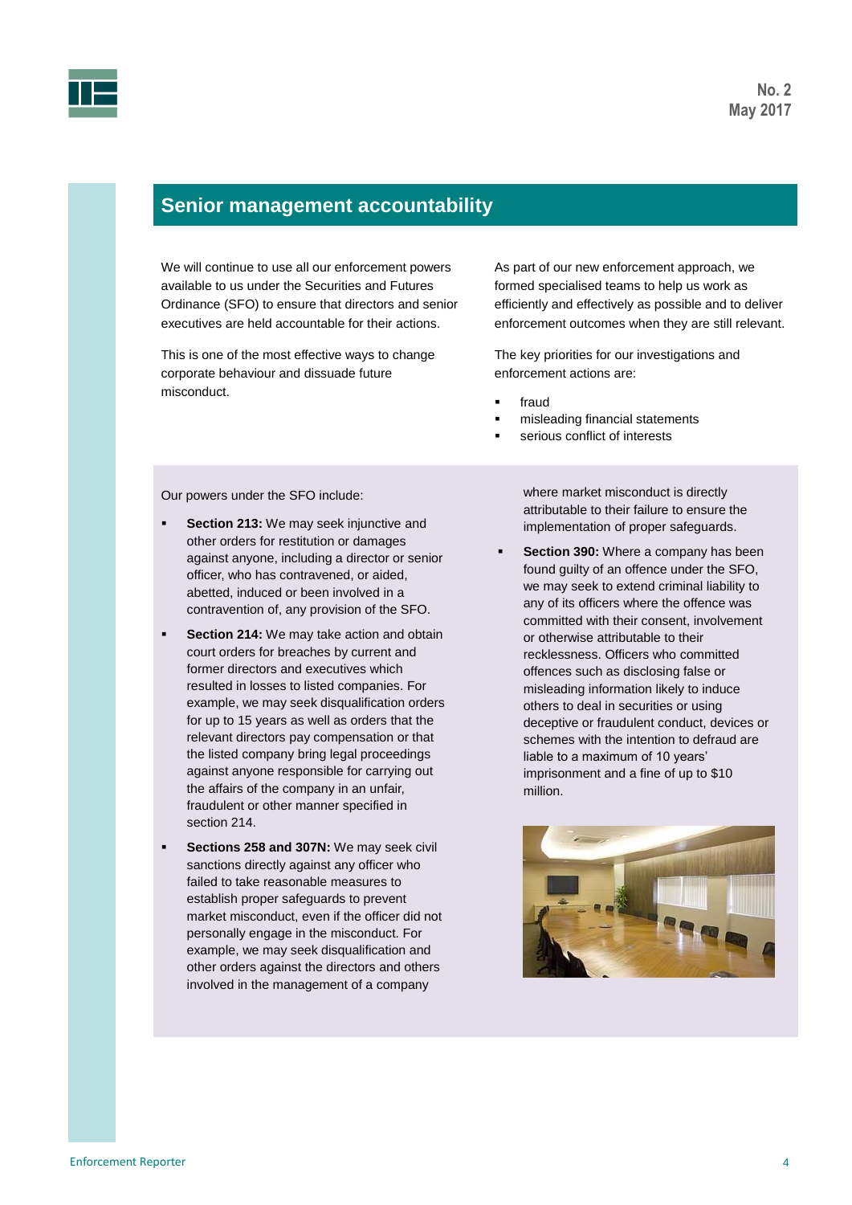## Senior management accountability

We will continue to use all our enforcement powers available to us under the Securities and Futures Ordinance (SFO) to ensure that directors and senior executives are held accountable for their actions.

This is one of the most effective ways to change corporate behaviour and dissuade future misconduct.

As part of our new enforcement approach, we formed specialised teams to help us work as efficiently and effectively as possible and to deliver enforcement outcomes when they are still relevant.

The key priorities for our investigations and enforcement actions are:

- fraud
- misleading financial statements
- serious conflict of interests

Our powers under the SFO include:

- **Section 213:** We may seek injunctive and other orders for restitution or damages against anyone, including a director or senior officer, who has contravened, or aided, abetted, induced or been involved in a contravention of, any provision of the SFO.
- **Section 214:** We may take action and obtain court orders for breaches by current and former directors and executives which resulted in losses to listed companies. For example, we may seek disqualification orders for up to 15 years as well as orders that the relevant directors pay compensation or that the listed company bring legal proceedings against anyone responsible for carrying out the affairs of the company in an unfair, fraudulent or other manner specified in section 214.
- **Sections 258 and 307N:** We may seek civil sanctions directly against any officer who failed to take reasonable measures to establish proper safeguards to prevent market misconduct, even if the officer did not personally engage in the misconduct. For example, we may seek disqualification and other orders against the directors and others involved in the management of a company where market misconduct is directly attributable to their failure to ensure the implementation of proper safeguards.
- **Section 390:** Where a company has been found guilty of an offence under the SFO, we may seek to extend criminal liability to any of its officers where the offence was committed with their consent, involvement or otherwise attributable to their recklessness. Officers who committed offences such as disclosing false or misleading information likely to induce others to deal in securities or using deceptive or fraudulent conduct, devices or schemes with the intention to defraud are liable to a maximum of 10 years' imprisonment and a fine of up to $10 million.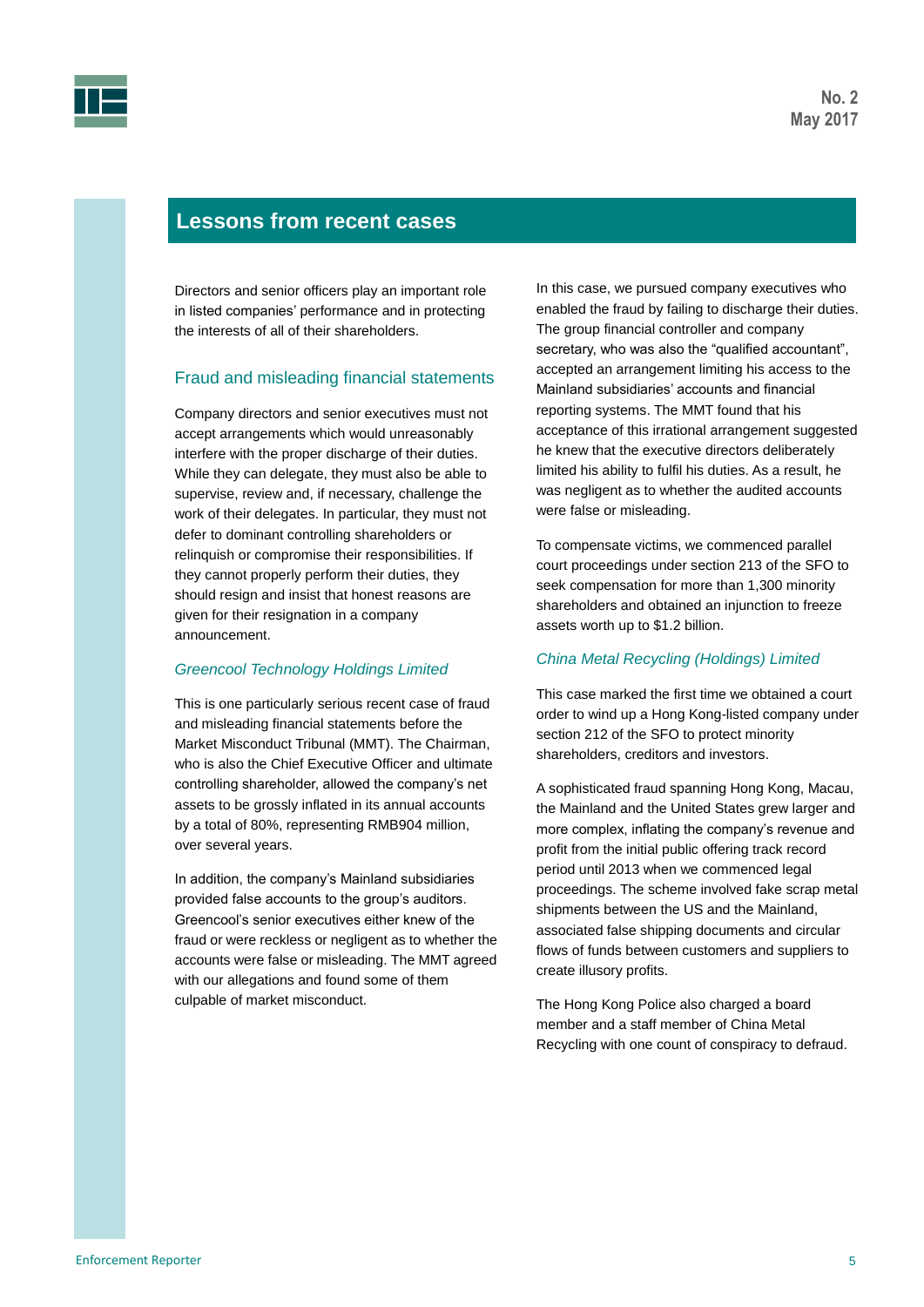## Lessons from recent cases

Directors and senior officers play an important role in listed companies' performance and in protecting the interests of all of their shareholders.

### Fraud and misleading financial statements

Company directors and senior executives must not accept arrangements which would unreasonably interfere with the proper discharge of their duties. While they can delegate, they must also be able to supervise, review and, if necessary, challenge the work of their delegates. In particular, they must not defer to dominant controlling shareholders or relinquish or compromise their responsibilities. If they cannot properly perform their duties, they should resign and insist that honest reasons are given for their resignation in a company announcement.

#### *Greencool Technology Holdings Limited*

This is one particularly serious recent case of fraud and misleading financial statements before the Market Misconduct Tribunal (MMT). The Chairman, who is also the Chief Executive Officer and ultimate controlling shareholder, allowed the company's net assets to be grossly inflated in its annual accounts by a total of 80%, representing RMB904 million, over several years.

In addition, the company's Mainland subsidiaries provided false accounts to the group's auditors. Greencool's senior executives either knew of the fraud or were reckless or negligent as to whether the accounts were false or misleading. The MMT agreed with our allegations and found some of them culpable of market misconduct.

In this case, we pursued company executives who enabled the fraud by failing to discharge their duties. The group financial controller and company secretary, who was also the "qualified accountant", accepted an arrangement limiting his access to the Mainland subsidiaries' accounts and financial reporting systems. The MMT found that his acceptance of this irrational arrangement suggested he knew that the executive directors deliberately limited his ability to fulfil his duties. As a result, he was negligent as to whether the audited accounts were false or misleading.

To compensate victims, we commenced parallel court proceedings under section 213 of the SFO to seek compensation for more than 1,300 minority shareholders and obtained an injunction to freeze assets worth up to $1.2 billion.

#### *China Metal Recycling (Holdings) Limited*

This case marked the first time we obtained a court order to wind up a Hong Kong-listed company under section 212 of the SFO to protect minority shareholders, creditors and investors.

A sophisticated fraud spanning Hong Kong, Macau, the Mainland and the United States grew larger and more complex, inflating the company's revenue and profit from the initial public offering track record period until 2013 when we commenced legal proceedings. The scheme involved fake scrap metal shipments between the US and the Mainland, associated false shipping documents and circular flows of funds between customers and suppliers to create illusory profits.

The Hong Kong Police also charged a board member and a staff member of China Metal Recycling with one count of conspiracy to defraud.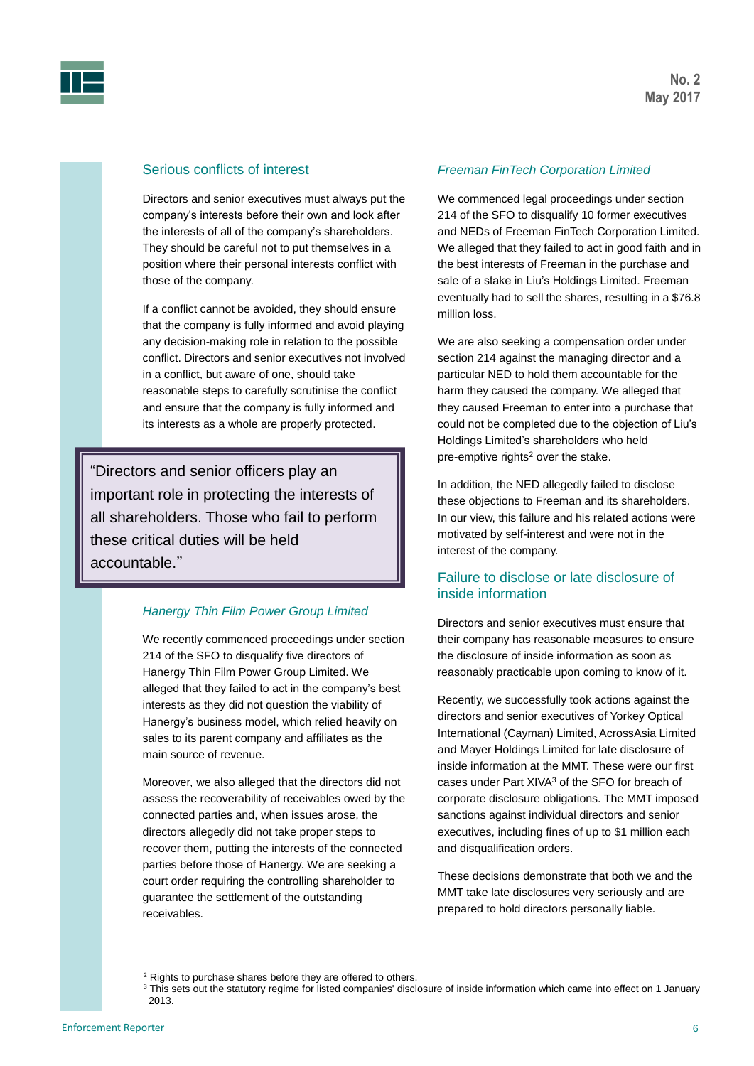## Serious conflicts of interest

Directors and senior executives must always put the company's interests before their own and look after the interests of all of the company's shareholders. They should be careful not to put themselves in a position where their personal interests conflict with those of the company.

If a conflict cannot be avoided, they should ensure that the company is fully informed and avoid playing any decision-making role in relation to the possible conflict. Directors and senior executives not involved in a conflict, but aware of one, should take reasonable steps to carefully scrutinise the conflict and ensure that the company is fully informed and its interests as a whole are properly protected.

> "Directors and senior officers play an important role in protecting the interests of all shareholders. Those who fail to perform these critical duties will be held accountable."

### *Hanergy Thin Film Power Group Limited*

We recently commenced proceedings under section 214 of the SFO to disqualify five directors of Hanergy Thin Film Power Group Limited. We alleged that they failed to act in the company's best interests as they did not question the viability of Hanergy's business model, which relied heavily on sales to its parent company and affiliates as the main source of revenue.

Moreover, we also alleged that the directors did not assess the recoverability of receivables owed by the connected parties and, when issues arose, the directors allegedly did not take proper steps to recover them, putting the interests of the connected parties before those of Hanergy. We are seeking a court order requiring the controlling shareholder to guarantee the settlement of the outstanding receivables.

### *Freeman FinTech Corporation Limited*

We commenced legal proceedings under section 214 of the SFO to disqualify 10 former executives and NEDs of Freeman FinTech Corporation Limited. We alleged that they failed to act in good faith and in the best interests of Freeman in the purchase and sale of a stake in Liu's Holdings Limited. Freeman eventually had to sell the shares, resulting in a $76.8 million loss.

We are also seeking a compensation order under section 214 against the managing director and a particular NED to hold them accountable for the harm they caused the company. We alleged that they caused Freeman to enter into a purchase that could not be completed due to the objection of Liu's Holdings Limited's shareholders who held pre-emptive rights[2] over the stake.

In addition, the NED allegedly failed to disclose these objections to Freeman and its shareholders. In our view, this failure and his related actions were motivated by self-interest and were not in the interest of the company.

## Failure to disclose or late disclosure of inside information

Directors and senior executives must ensure that their company has reasonable measures to ensure the disclosure of inside information as soon as reasonably practicable upon coming to know of it.

Recently, we successfully took actions against the directors and senior executives of Yorkey Optical International (Cayman) Limited, AcrossAsia Limited and Mayer Holdings Limited for late disclosure of inside information at the MMT. These were our first cases under Part XIVA[3] of the SFO for breach of corporate disclosure obligations. The MMT imposed sanctions against individual directors and senior executives, including fines of up to $1 million each and disqualification orders.

These decisions demonstrate that both we and the MMT take late disclosures very seriously and are prepared to hold directors personally liable.

---

[2] Rights to purchase shares before they are offered to others.

[3] This sets out the statutory regime for listed companies' disclosure of inside information which came into effect on 1 January 2013.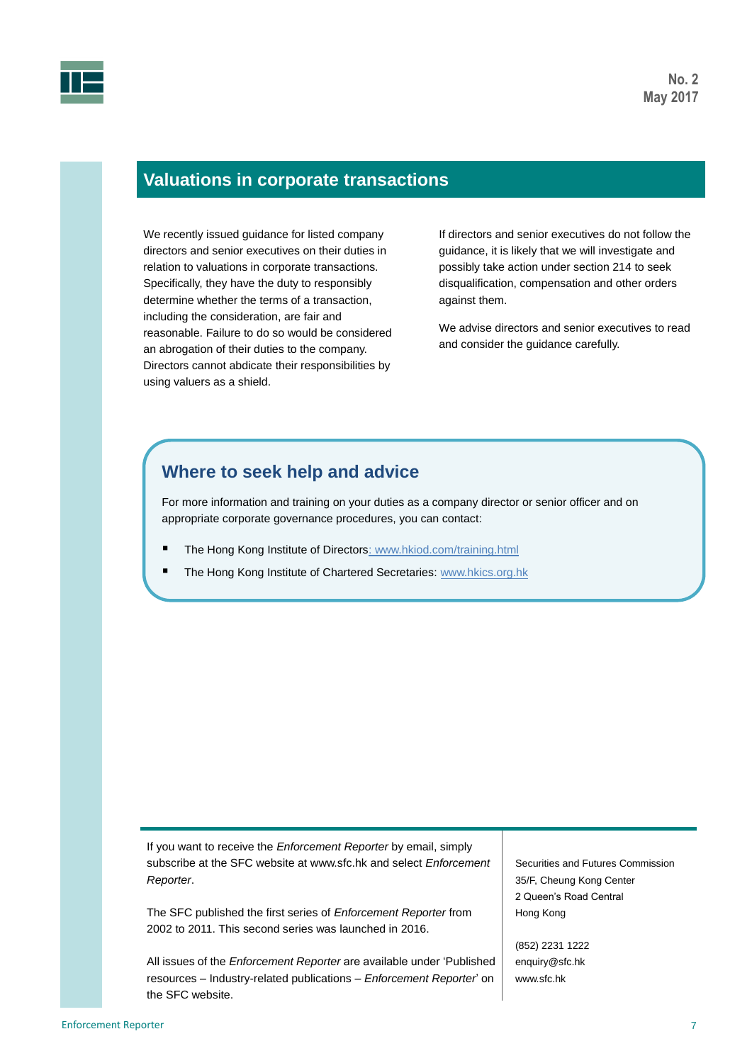## Valuations in corporate transactions

We recently issued guidance for listed company directors and senior executives on their duties in relation to valuations in corporate transactions. Specifically, they have the duty to responsibly determine whether the terms of a transaction, including the consideration, are fair and reasonable. Failure to do so would be considered an abrogation of their duties to the company. Directors cannot abdicate their responsibilities by using valuers as a shield.

If directors and senior executives do not follow the guidance, it is likely that we will investigate and possibly take action under section 214 to seek disqualification, compensation and other orders against them.

We advise directors and senior executives to read and consider the guidance carefully.

### Where to seek help and advice

For more information and training on your duties as a company director or senior officer and on appropriate corporate governance procedures, you can contact:

- The Hong Kong Institute of Directors: www.hkiod.com/training.html
- The Hong Kong Institute of Chartered Secretaries: www.hkics.org.hk

---

If you want to receive the *Enforcement Reporter* by email, simply subscribe at the SFC website at www.sfc.hk and select *Enforcement Reporter*.

The SFC published the first series of *Enforcement Reporter* from 2002 to 2011. This second series was launched in 2016.

All issues of the *Enforcement Reporter* are available under 'Published resources – Industry-related publications – *Enforcement Reporter*' on the SFC website.

Securities and Futures Commission
35/F, Cheung Kong Center
2 Queen's Road Central
Hong Kong

(852) 2231 1222
enquiry@sfc.hk
www.sfc.hk